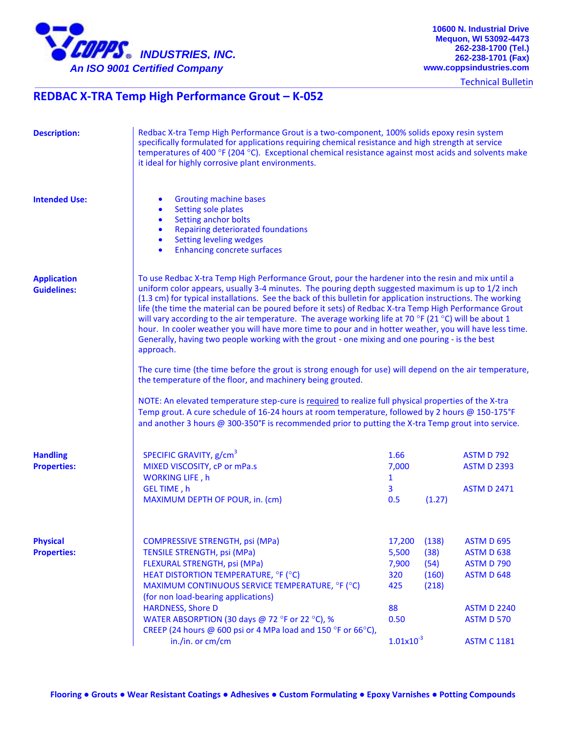**COPPS® INDUSTRIES, INC.**
*An ISO 9001 Certified Company*

10600 N. Industrial Drive
Mequon, WI 53092-4473
262-238-1700 (Tel.)
262-238-1701 (Fax)
www.coppsindustries.com

Technical Bulletin

# REDBAC X-TRA Temp High Performance Grout – K-052

**Description:**

Redbac X-tra Temp High Performance Grout is a two-component, 100% solids epoxy resin system specifically formulated for applications requiring chemical resistance and high strength at service temperatures of 400 °F (204 °C). Exceptional chemical resistance against most acids and solvents make it ideal for highly corrosive plant environments.

**Intended Use:**

- Grouting machine bases
- Setting sole plates
- Setting anchor bolts
- Repairing deteriorated foundations
- Setting leveling wedges
- Enhancing concrete surfaces

**Application Guidelines:**

To use Redbac X-tra Temp High Performance Grout, pour the hardener into the resin and mix until a uniform color appears, usually 3-4 minutes. The pouring depth suggested maximum is up to 1/2 inch (1.3 cm) for typical installations. See the back of this bulletin for application instructions. The working life (the time the material can be poured before it sets) of Redbac X-tra Temp High Performance Grout will vary according to the air temperature. The average working life at 70 °F (21 °C) will be about 1 hour. In cooler weather you will have more time to pour and in hotter weather, you will have less time. Generally, having two people working with the grout - one mixing and one pouring - is the best approach.

The cure time (the time before the grout is strong enough for use) will depend on the air temperature, the temperature of the floor, and machinery being grouted.

NOTE: An elevated temperature step-cure is required to realize full physical properties of the X-tra Temp grout. A cure schedule of 16-24 hours at room temperature, followed by 2 hours @ 150-175°F and another 3 hours @ 300-350°F is recommended prior to putting the X-tra Temp grout into service.

**Handling Properties:**

| Property | Value | | Test Method |
|---|---|---|---|
| SPECIFIC GRAVITY, g/cm$^3$ | 1.66 | | ASTM D 792 |
| MIXED VISCOSITY, cP or mPa.s | 7,000 | | ASTM D 2393 |
| WORKING LIFE , h | 1 | | |
| GEL TIME , h | 3 | | ASTM D 2471 |
| MAXIMUM DEPTH OF POUR, in. (cm) | 0.5 | (1.27) | |

**Physical Properties:**

| Property | Value | | Test Method |
|---|---|---|---|
| COMPRESSIVE STRENGTH, psi (MPa) | 17,200 | (138) | ASTM D 695 |
| TENSILE STRENGTH, psi (MPa) | 5,500 | (38) | ASTM D 638 |
| FLEXURAL STRENGTH, psi (MPa) | 7,900 | (54) | ASTM D 790 |
| HEAT DISTORTION TEMPERATURE, °F (°C) | 320 | (160) | ASTM D 648 |
| MAXIMUM CONTINUOUS SERVICE TEMPERATURE, °F (°C) (for non load-bearing applications) | 425 | (218) | |
| HARDNESS, Shore D | 88 | | ASTM D 2240 |
| WATER ABSORPTION (30 days @ 72 °F or 22 °C), % | 0.50 | | ASTM D 570 |
| CREEP (24 hours @ 600 psi or 4 MPa load and 150 °F or 66°C), in./in. or cm/cm | $1.01 \times 10^{-3}$ | | ASTM C 1181 |

Flooring ● Grouts ● Wear Resistant Coatings ● Adhesives ● Custom Formulating ● Epoxy Varnishes ● Potting Compounds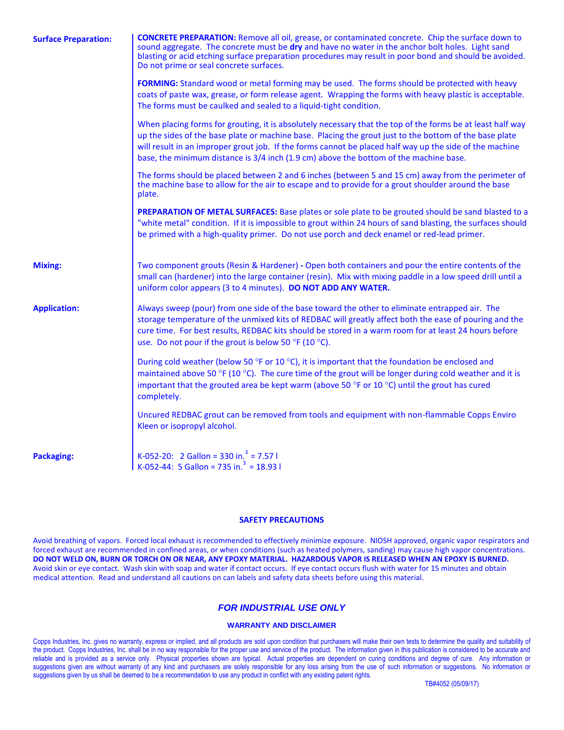**Surface Preparation:**

**CONCRETE PREPARATION:** Remove all oil, grease, or contaminated concrete. Chip the surface down to sound aggregate. The concrete must be **dry** and have no water in the anchor bolt holes. Light sand blasting or acid etching surface preparation procedures may result in poor bond and should be avoided. Do not prime or seal concrete surfaces.

**FORMING:** Standard wood or metal forming may be used. The forms should be protected with heavy coats of paste wax, grease, or form release agent. Wrapping the forms with heavy plastic is acceptable. The forms must be caulked and sealed to a liquid-tight condition.

When placing forms for grouting, it is absolutely necessary that the top of the forms be at least half way up the sides of the base plate or machine base. Placing the grout just to the bottom of the base plate will result in an improper grout job. If the forms cannot be placed half way up the side of the machine base, the minimum distance is 3/4 inch (1.9 cm) above the bottom of the machine base.

The forms should be placed between 2 and 6 inches (between 5 and 15 cm) away from the perimeter of the machine base to allow for the air to escape and to provide for a grout shoulder around the base plate.

**PREPARATION OF METAL SURFACES:** Base plates or sole plate to be grouted should be sand blasted to a "white metal" condition. If it is impossible to grout within 24 hours of sand blasting, the surfaces should be primed with a high-quality primer. Do not use porch and deck enamel or red-lead primer.

**Mixing:**

Two component grouts (Resin & Hardener) **-** Open both containers and pour the entire contents of the small can (hardener) into the large container (resin). Mix with mixing paddle in a low speed drill until a uniform color appears (3 to 4 minutes). **DO NOT ADD ANY WATER.**

**Application:**

Always sweep (pour) from one side of the base toward the other to eliminate entrapped air. The storage temperature of the unmixed kits of REDBAC will greatly affect both the ease of pouring and the cure time. For best results, REDBAC kits should be stored in a warm room for at least 24 hours before use. Do not pour if the grout is below 50 °F (10 °C).

During cold weather (below 50 °F or 10 °C), it is important that the foundation be enclosed and maintained above 50 °F (10 °C). The cure time of the grout will be longer during cold weather and it is important that the grouted area be kept warm (above 50 °F or 10 °C) until the grout has cured completely.

Uncured REDBAC grout can be removed from tools and equipment with non-flammable Copps Enviro Kleen or isopropyl alcohol.

**Packaging:**

K-052-20: 2 Gallon = 330 in.$^3$ = 7.57 l
K-052-44: 5 Gallon = 735 in.$^3$ = 18.93 l

## SAFETY PRECAUTIONS

Avoid breathing of vapors. Forced local exhaust is recommended to effectively minimize exposure. NIOSH approved, organic vapor respirators and forced exhaust are recommended in confined areas, or when conditions (such as heated polymers, sanding) may cause high vapor concentrations. **DO NOT WELD ON, BURN OR TORCH ON OR NEAR, ANY EPOXY MATERIAL. HAZARDOUS VAPOR IS RELEASED WHEN AN EPOXY IS BURNED.** Avoid skin or eye contact. Wash skin with soap and water if contact occurs. If eye contact occurs flush with water for 15 minutes and obtain medical attention. Read and understand all cautions on can labels and safety data sheets before using this material.

***FOR INDUSTRIAL USE ONLY***

**WARRANTY AND DISCLAIMER**

Copps Industries, Inc. gives no warranty, express or implied, and all products are sold upon condition that purchasers will make their own tests to determine the quality and suitability of the product. Copps Industries, Inc. shall be in no way responsible for the proper use and service of the product. The information given in this publication is considered to be accurate and reliable and is provided as a service only. Physical properties shown are typical. Actual properties are dependent on curing conditions and degree of cure. Any information or suggestions given are without warranty of any kind and purchasers are solely responsible for any loss arising from the use of such information or suggestions. No information or suggestions given by us shall be deemed to be a recommendation to use any product in conflict with any existing patent rights.

TB#4052 (05/09/17)